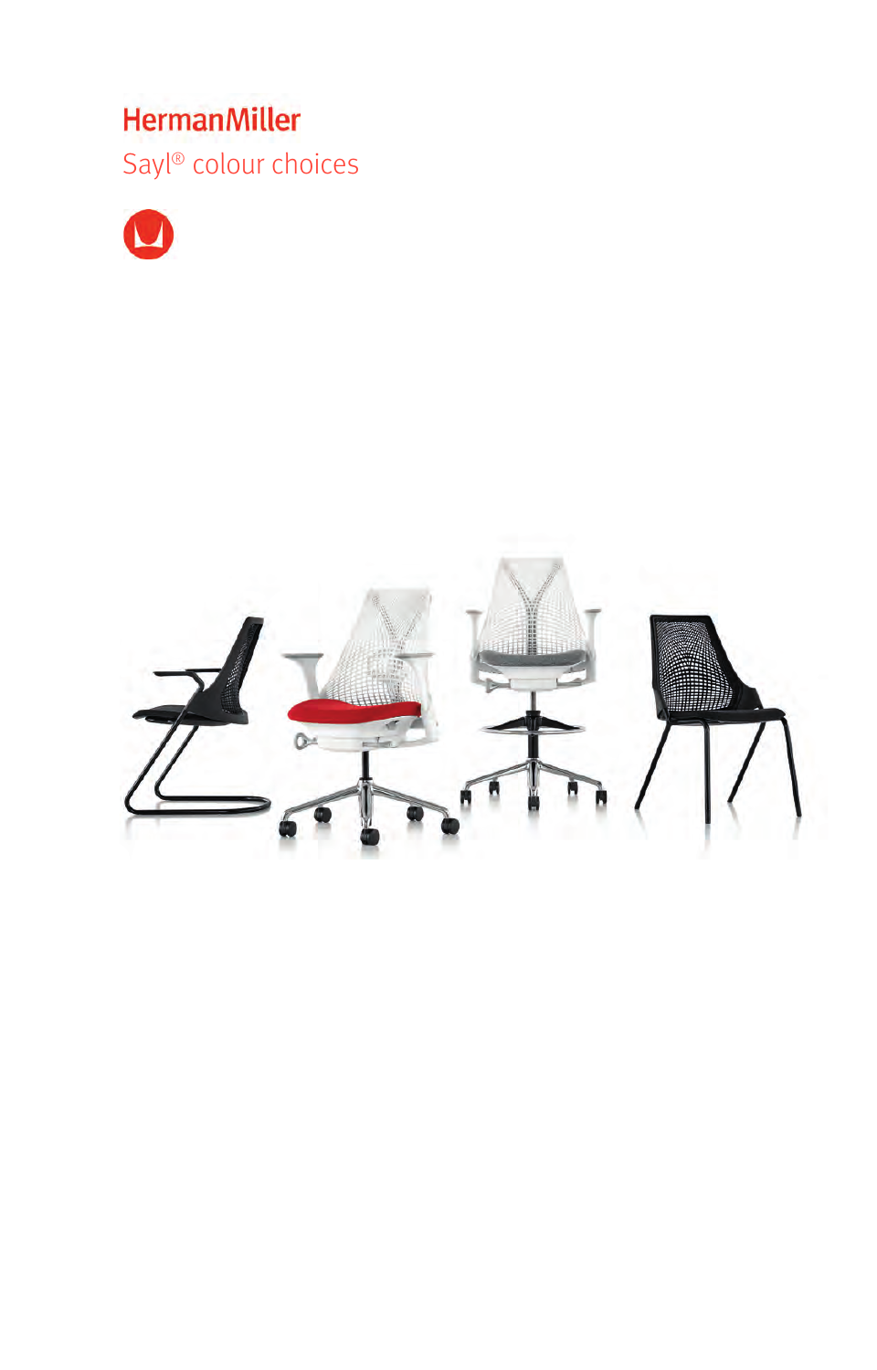# HermanMiller

## Sayl® colour choices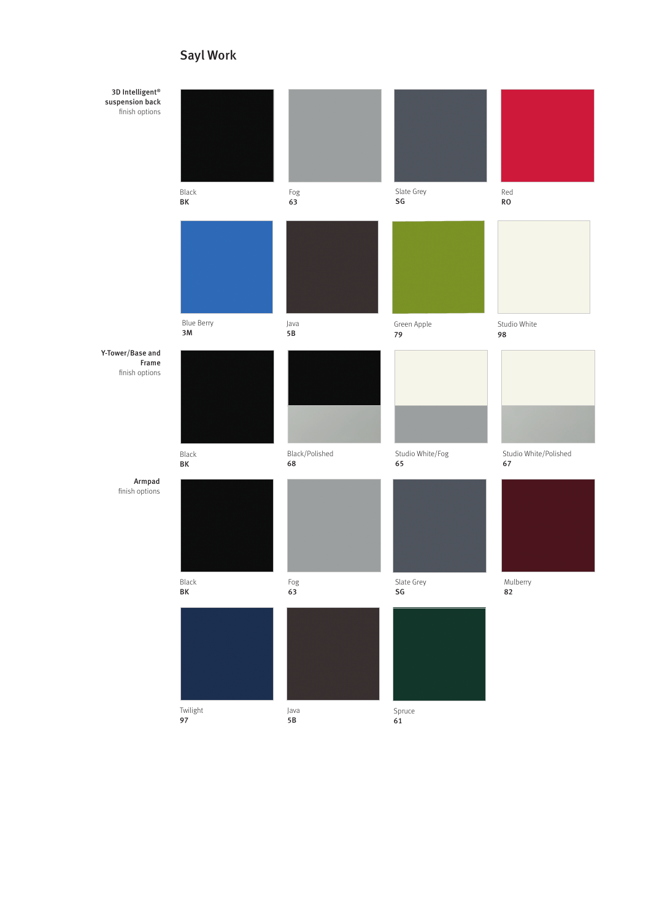# Sayl Work

**3D Intelligent® suspension back** finish options

- Black **BK**
- Fog **63**
- Slate Grey **SG**
- Red **RO**
- Blue Berry **3M**
- Java **5B**
- Green Apple **79**
- Studio White **98**

**Y-Tower/Base and Frame** finish options

- Black **BK**
- Black/Polished **68**
- Studio White/Fog **65**
- Studio White/Polished **67**

**Armpad** finish options

- Black **BK**
- Fog **63**
- Slate Grey **SG**
- Mulberry **82**
- Twilight **97**
- Java **5B**
- Spruce **61**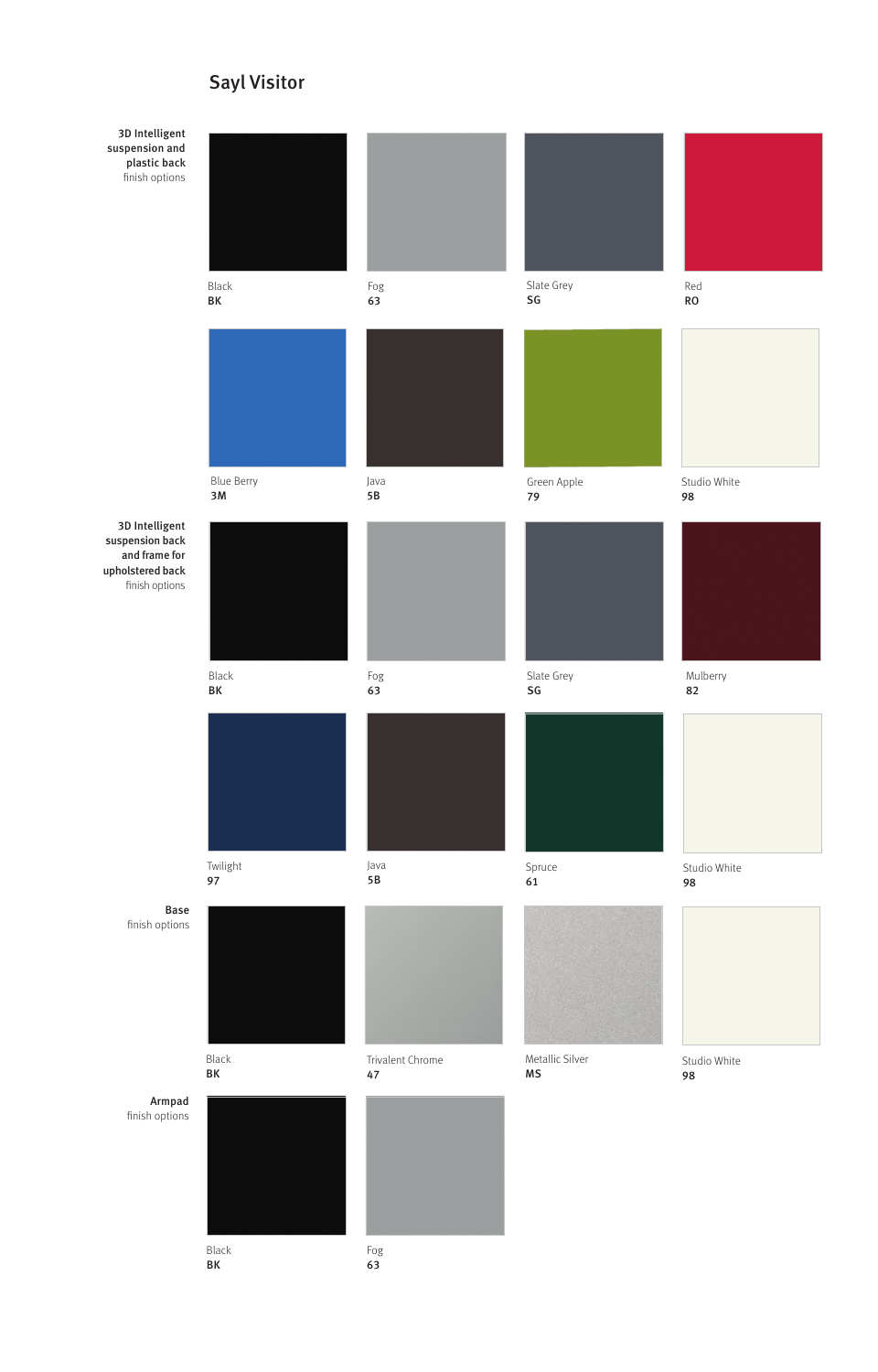# Sayl Visitor

**3D Intelligent suspension and plastic back** finish options

| | | | |
|---|---|---|---|
| Black **BK** | Fog **63** | Slate Grey **SG** | Red **RO** |
| Blue Berry **3M** | Java **5B** | Green Apple **79** | Studio White **98** |

**3D Intelligent suspension back and frame for upholstered back** finish options

| | | | |
|---|---|---|---|
| Black **BK** | Fog **63** | Slate Grey **SG** | Mulberry **82** |
| Twilight **97** | Java **5B** | Spruce **61** | Studio White **98** |

**Base** finish options

| | | | |
|---|---|---|---|
| Black **BK** | Trivalent Chrome **47** | Metallic Silver **MS** | Studio White **98** |

**Armpad** finish options

| | |
|---|---|
| Black **BK** | Fog **63** |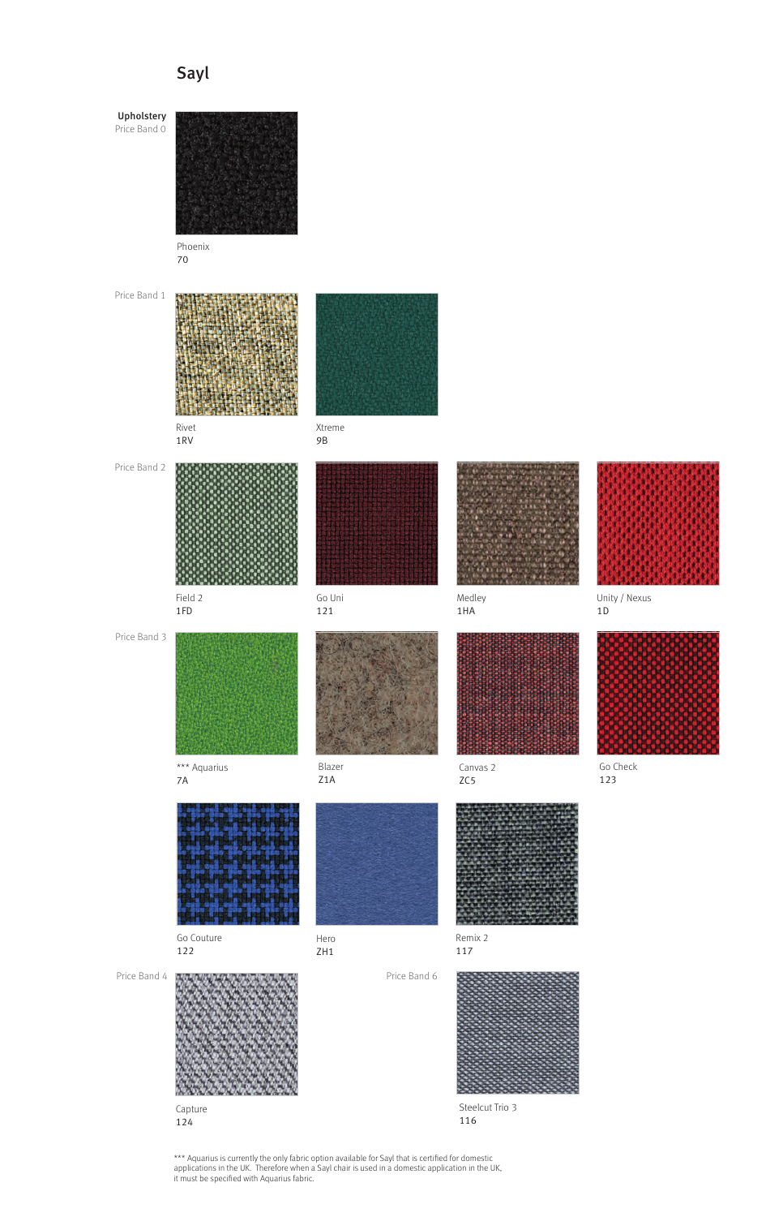# Sayl

**Upholstery**

Price Band 0

Phoenix
70

Price Band 1

Rivet
1RV

Xtreme
9B

Price Band 2

Field 2
1FD

Go Uni
121

Medley
1HA

Unity / Nexus
1D

Price Band 3

*** Aquarius
7A

Blazer
Z1A

Canvas 2
ZC5

Go Check
123

Go Couture
122

Hero
ZH1

Remix 2
117

Price Band 4

Capture
124

Price Band 6

Steelcut Trio 3
116

*** Aquarius is currently the only fabric option available for Sayl that is certified for domestic applications in the UK. Therefore when a Sayl chair is used in a domestic application in the UK, it must be specified with Aquarius fabric.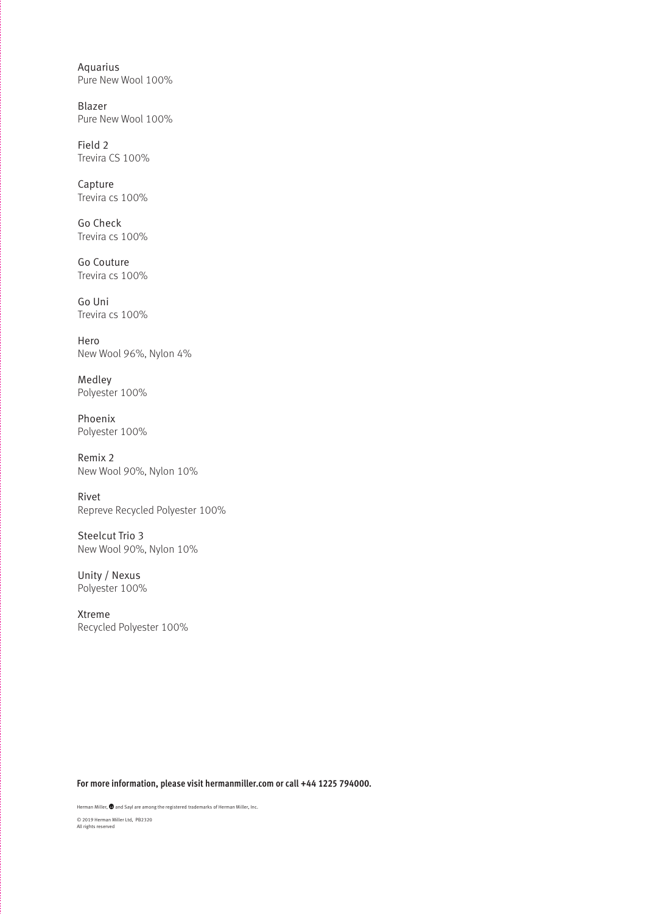Aquarius
Pure New Wool 100%

Blazer
Pure New Wool 100%

Field 2
Trevira CS 100%

Capture
Trevira cs 100%

Go Check
Trevira cs 100%

Go Couture
Trevira cs 100%

Go Uni
Trevira cs 100%

Hero
New Wool 96%, Nylon 4%

Medley
Polyester 100%

Phoenix
Polyester 100%

Remix 2
New Wool 90%, Nylon 10%

Rivet
Repreve Recycled Polyester 100%

Steelcut Trio 3
New Wool 90%, Nylon 10%

Unity / Nexus
Polyester 100%

Xtreme
Recycled Polyester 100%

**For more information, please visit hermanmiller.com or call +44 1225 794000.**

Herman Miller, and Sayl are among the registered trademarks of Herman Miller, Inc.

© 2019 Herman Miller Ltd, PB2320
All rights reserved